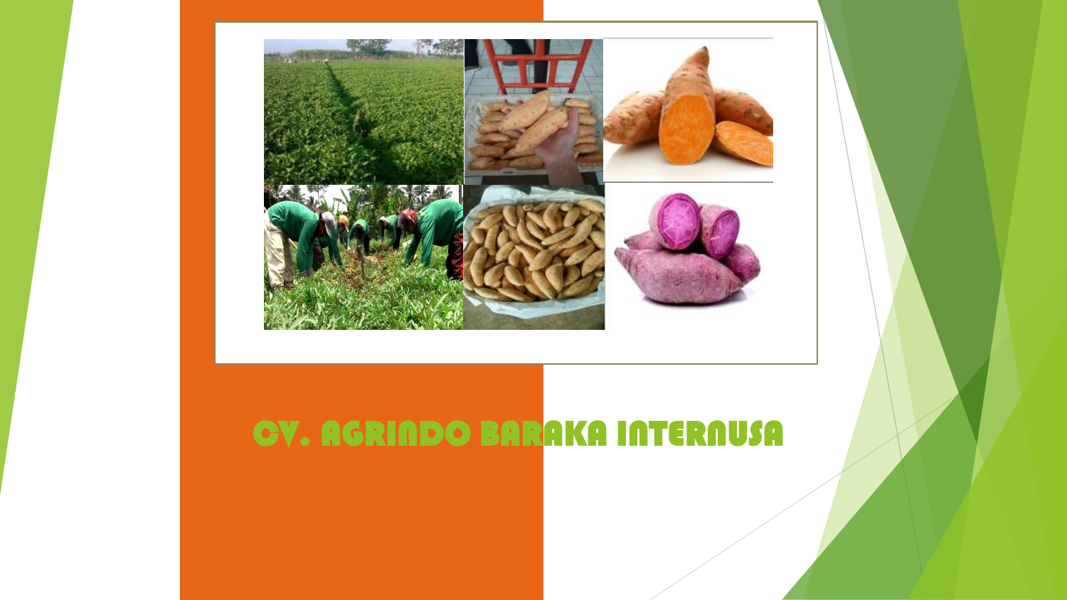# CV. AGRINDO BARAKA INTERNUSA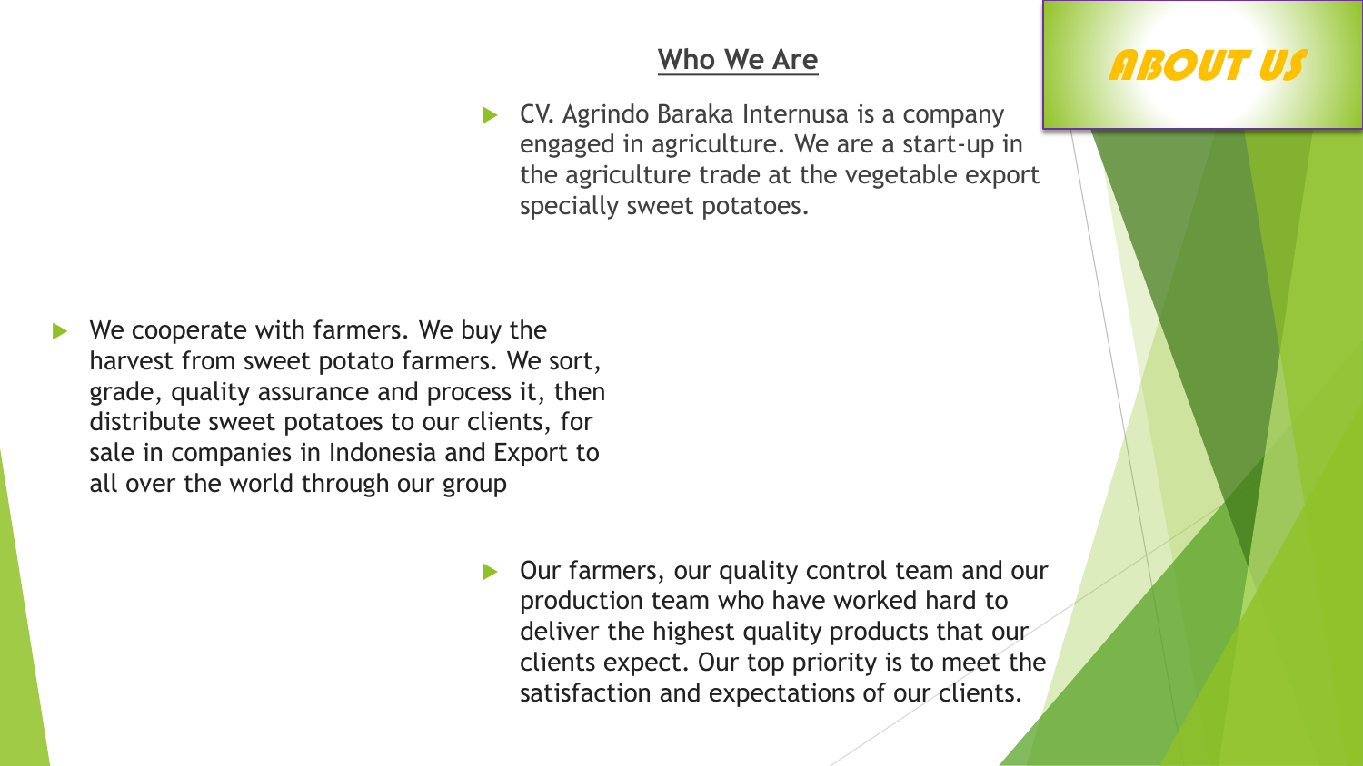# ABOUT US

## Who We Are

- CV. Agrindo Baraka Internusa is a company engaged in agriculture. We are a start-up in the agriculture trade at the vegetable export specially sweet potatoes.

- We cooperate with farmers. We buy the harvest from sweet potato farmers. We sort, grade, quality assurance and process it, then distribute sweet potatoes to our clients, for sale in companies in Indonesia and Export to all over the world through our group

- Our farmers, our quality control team and our production team who have worked hard to deliver the highest quality products that our clients expect. Our top priority is to meet the satisfaction and expectations of our clients.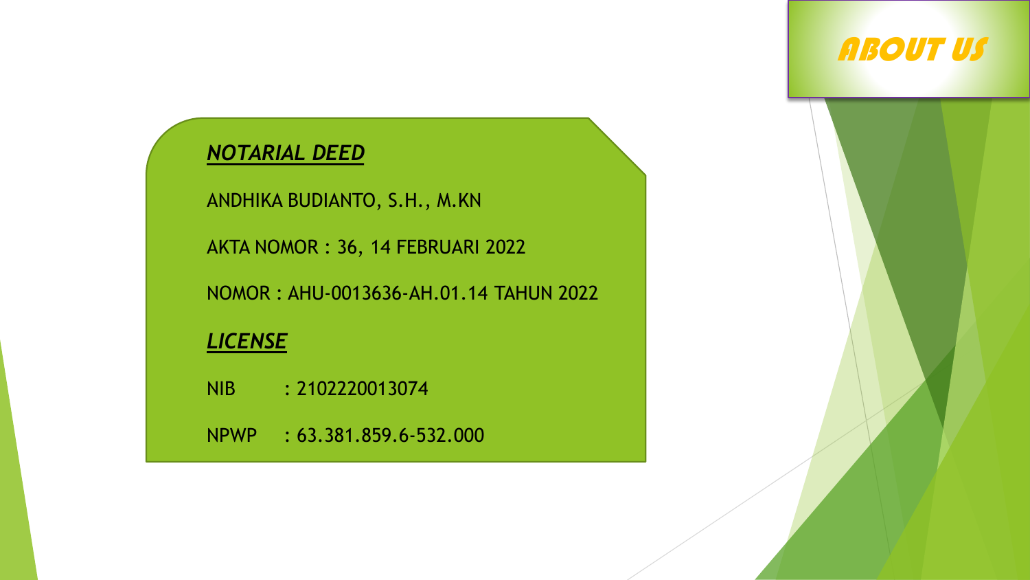# ABOUT US

***NOTARIAL DEED***

ANDHIKA BUDIANTO, S.H., M.KN

AKTA NOMOR : 36, 14 FEBRUARI 2022

NOMOR : AHU-0013636-AH.01.14 TAHUN 2022

***LICENSE***

NIB : 2102220013074

NPWP : 63.381.859.6-532.000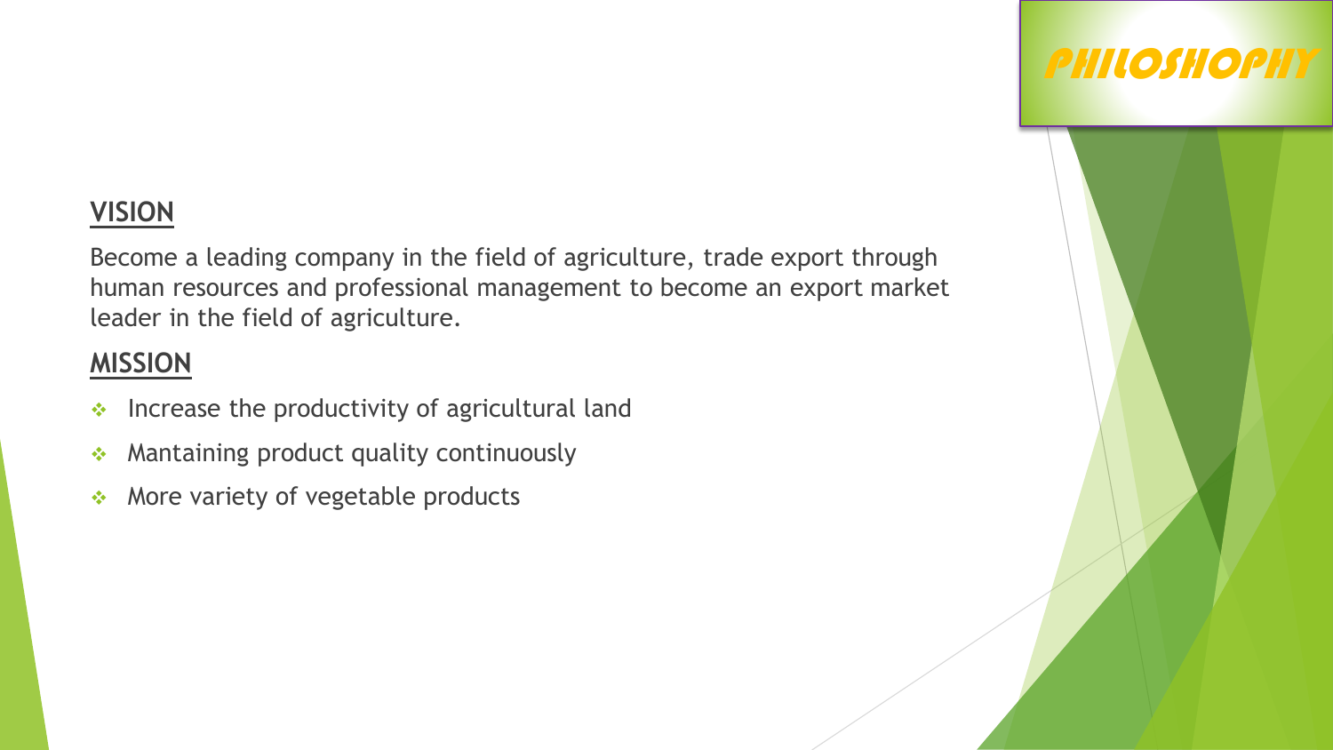# PHILOSHOPHY

## VISION

Become a leading company in the field of agriculture, trade export through human resources and professional management to become an export market leader in the field of agriculture.

## MISSION

- Increase the productivity of agricultural land
- Mantaining product quality continuously
- More variety of vegetable products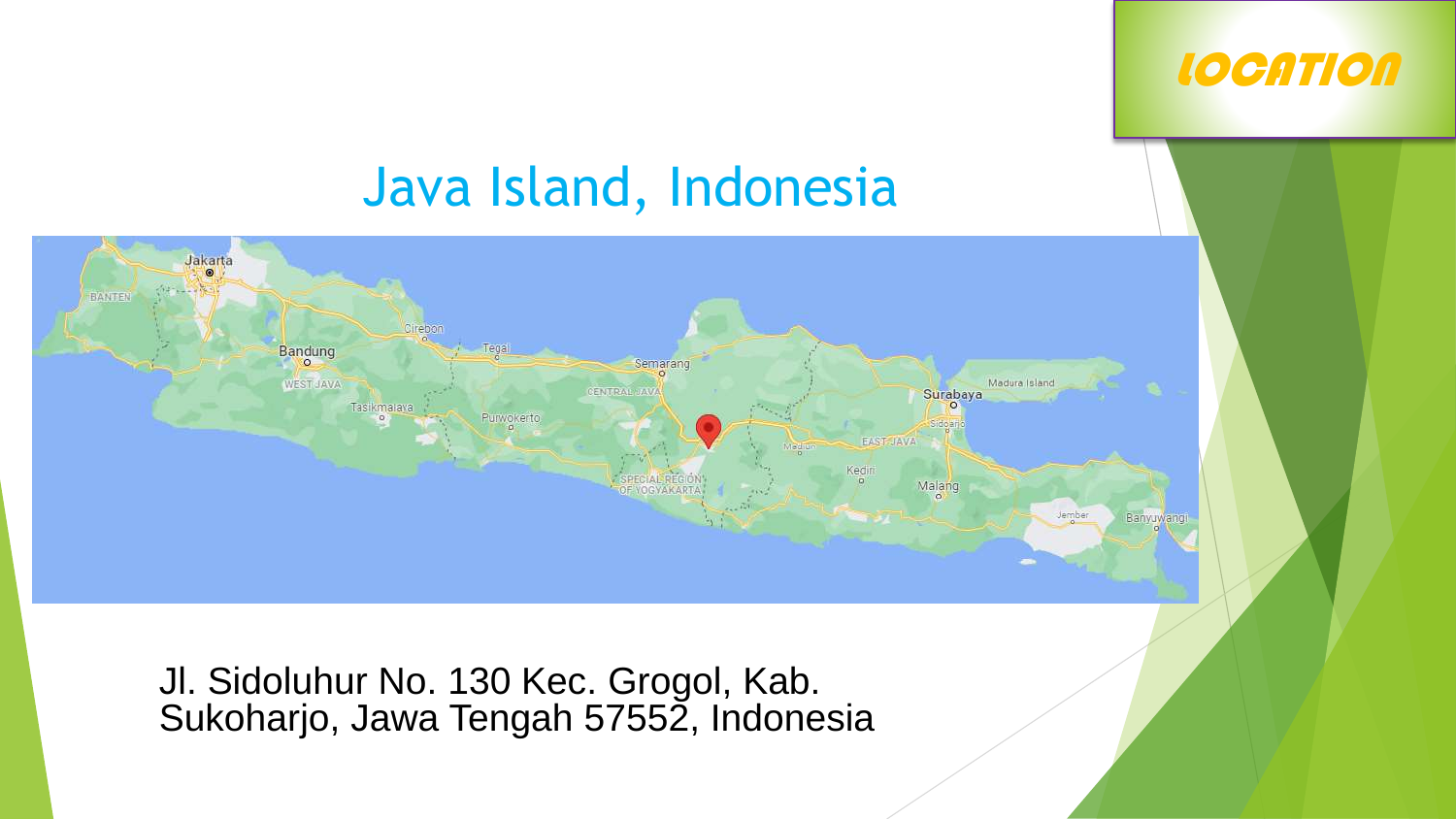# LOCATION

## Java Island, Indonesia

Jl. Sidoluhur No. 130 Kec. Grogol, Kab. Sukoharjo, Jawa Tengah 57552, Indonesia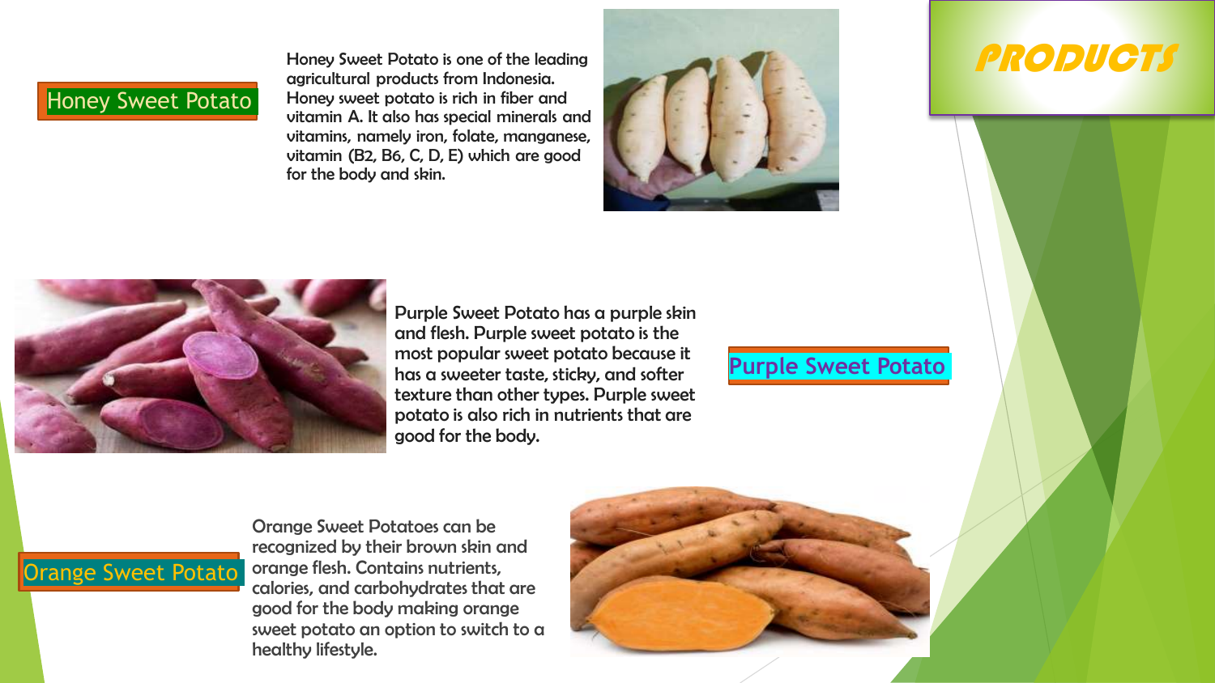# PRODUCTS

## Honey Sweet Potato

Honey Sweet Potato is one of the leading agricultural products from Indonesia. Honey sweet potato is rich in fiber and vitamin A. It also has special minerals and vitamins, namely iron, folate, manganese, vitamin (B2, B6, C, D, E) which are good for the body and skin.

## Purple Sweet Potato

Purple Sweet Potato has a purple skin and flesh. Purple sweet potato is the most popular sweet potato because it has a sweeter taste, sticky, and softer texture than other types. Purple sweet potato is also rich in nutrients that are good for the body.

## Orange Sweet Potato

Orange Sweet Potatoes can be recognized by their brown skin and orange flesh. Contains nutrients, calories, and carbohydrates that are good for the body making orange sweet potato an option to switch to a healthy lifestyle.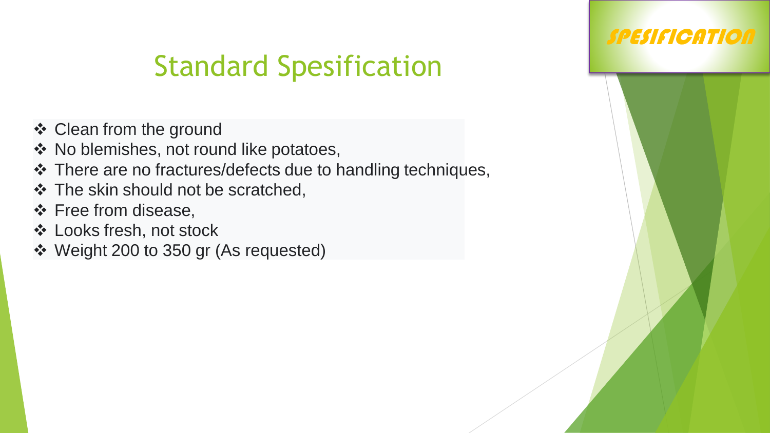SPESIFICATION

# Standard Spesification

- Clean from the ground
- No blemishes, not round like potatoes,
- There are no fractures/defects due to handling techniques,
- The skin should not be scratched,
- Free from disease,
- Looks fresh, not stock
- Weight 200 to 350 gr (As requested)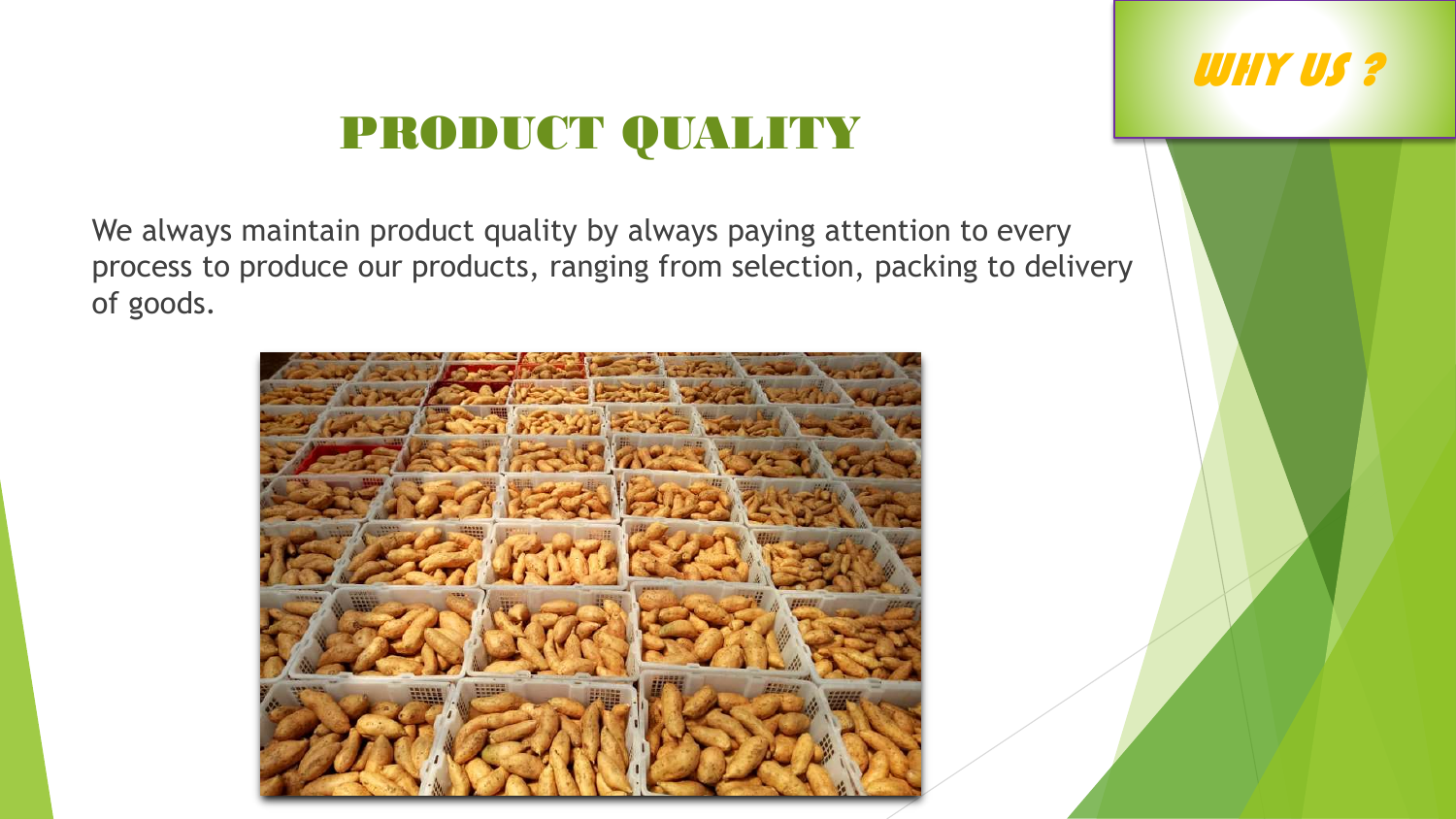WHY US ?

# PRODUCT QUALITY

We always maintain product quality by always paying attention to every process to produce our products, ranging from selection, packing to delivery of goods.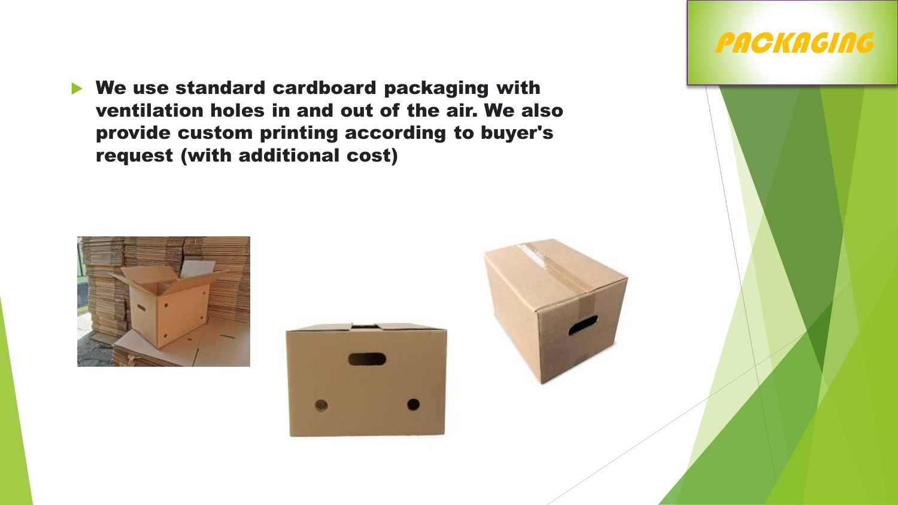# PACKAGING

- **We use standard cardboard packaging with ventilation holes in and out of the air. We also provide custom printing according to buyer's request (with additional cost)**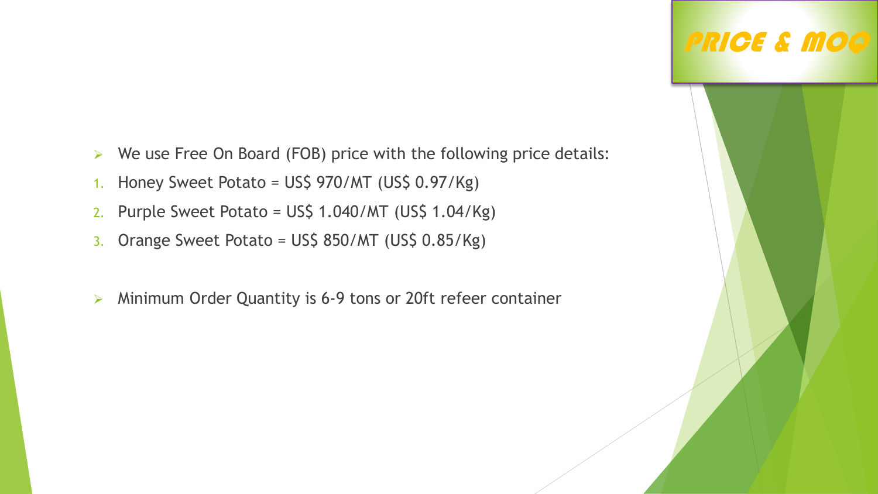# PRICE & MOQ

- We use Free On Board (FOB) price with the following price details:

1. Honey Sweet Potato = US$ 970/MT (US$ 0.97/Kg)
2. Purple Sweet Potato = US$ 1.040/MT (US$ 1.04/Kg)
3. Orange Sweet Potato = US$ 850/MT (US$ 0.85/Kg)

- Minimum Order Quantity is 6-9 tons or 20ft refeer container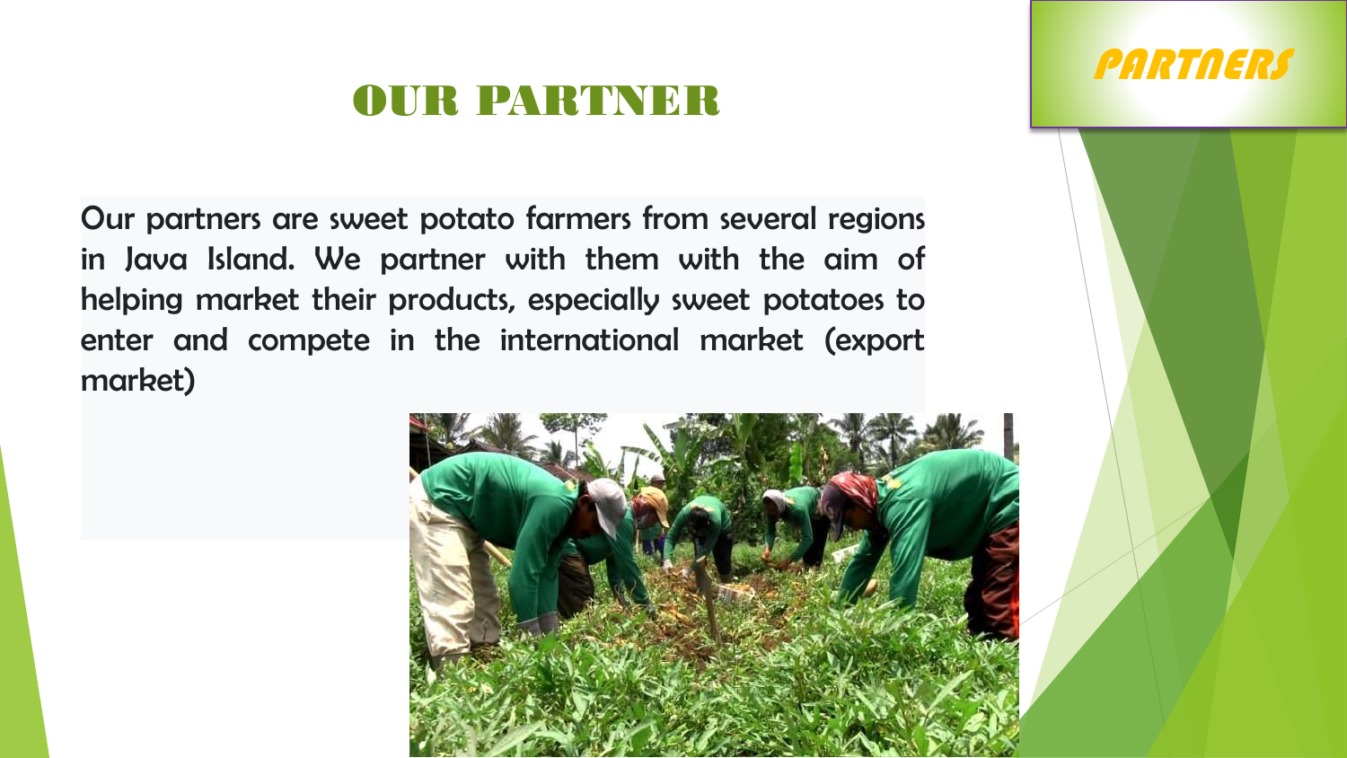# OUR PARTNER

PARTNERS

Our partners are sweet potato farmers from several regions in Java Island. We partner with them with the aim of helping market their products, especially sweet potatoes to enter and compete in the international market (export market)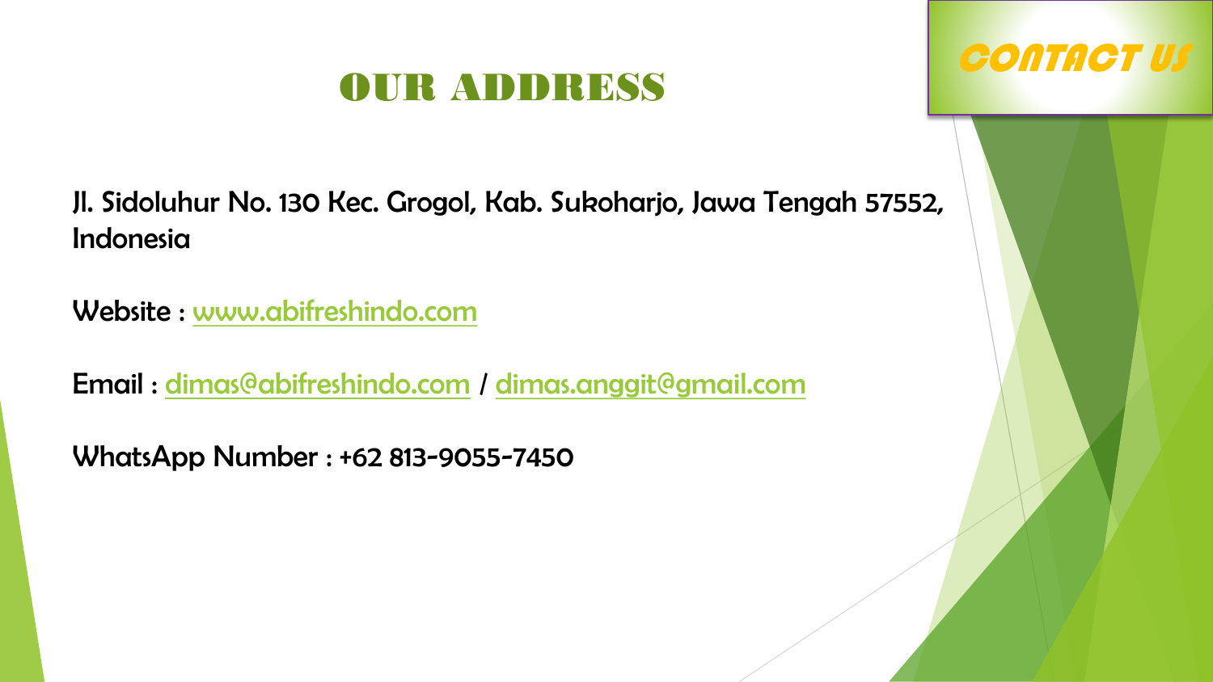CONTACT US

# OUR ADDRESS

Jl. Sidoluhur No. 130 Kec. Grogol, Kab. Sukoharjo, Jawa Tengah 57552, Indonesia

Website : www.abifreshindo.com

Email : dimas@abifreshindo.com / dimas.anggit@gmail.com

WhatsApp Number : +62 813-9055-7450